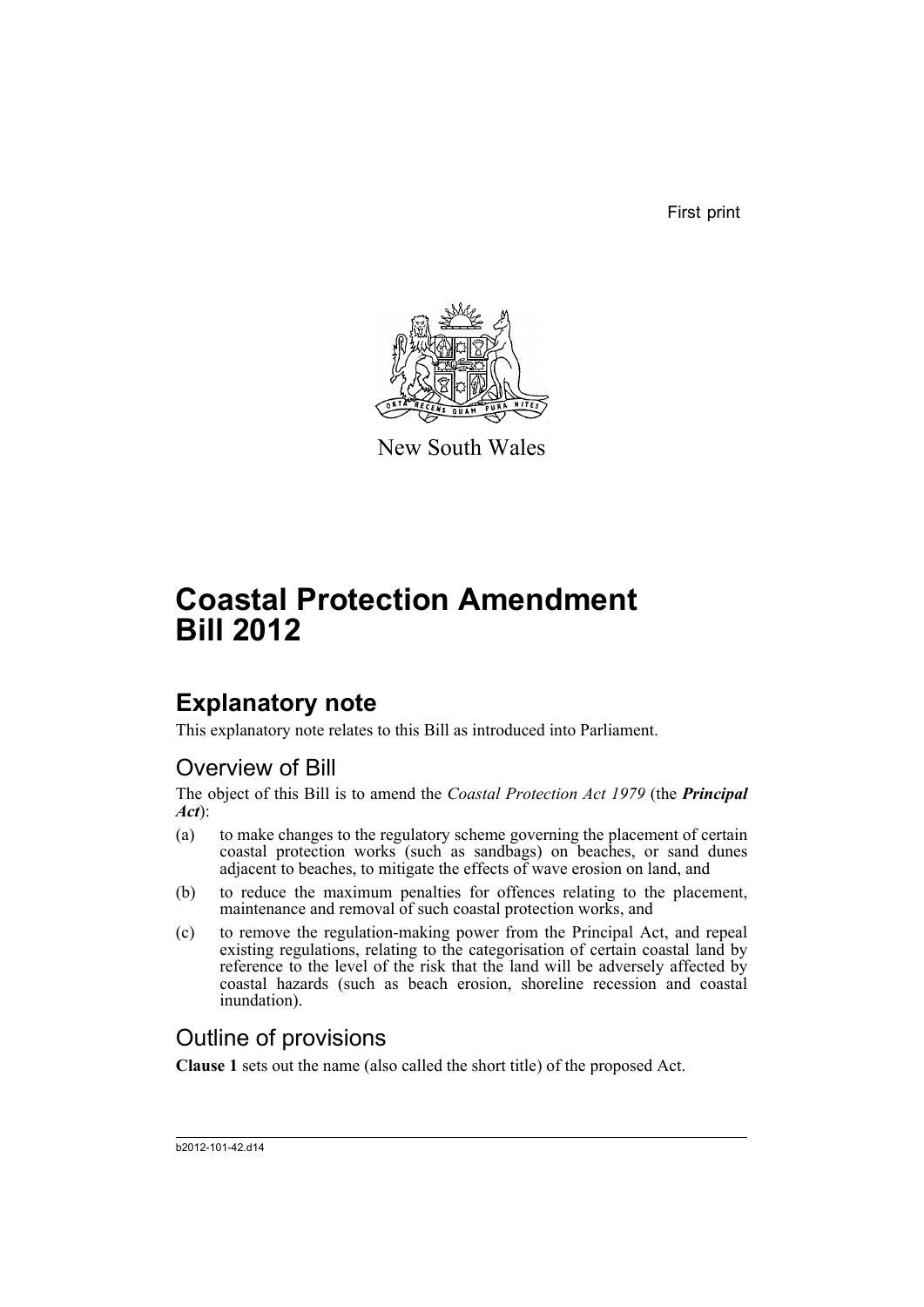First print

New South Wales

# Coastal Protection Amendment Bill 2012

## Explanatory note

This explanatory note relates to this Bill as introduced into Parliament.

### Overview of Bill

The object of this Bill is to amend the *Coastal Protection Act 1979* (the ***Principal Act***):

(a) to make changes to the regulatory scheme governing the placement of certain coastal protection works (such as sandbags) on beaches, or sand dunes adjacent to beaches, to mitigate the effects of wave erosion on land, and

(b) to reduce the maximum penalties for offences relating to the placement, maintenance and removal of such coastal protection works, and

(c) to remove the regulation-making power from the Principal Act, and repeal existing regulations, relating to the categorisation of certain coastal land by reference to the level of the risk that the land will be adversely affected by coastal hazards (such as beach erosion, shoreline recession and coastal inundation).

### Outline of provisions

**Clause 1** sets out the name (also called the short title) of the proposed Act.

b2012-101-42.d14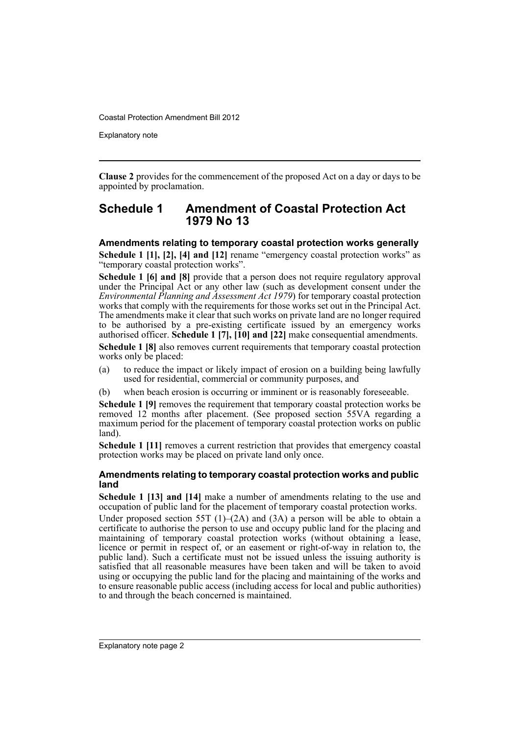**Clause 2** provides for the commencement of the proposed Act on a day or days to be appointed by proclamation.

## Schedule 1 Amendment of Coastal Protection Act 1979 No 13

### Amendments relating to temporary coastal protection works generally

**Schedule 1 [1], [2], [4] and [12]** rename "emergency coastal protection works" as "temporary coastal protection works".

**Schedule 1 [6] and [8]** provide that a person does not require regulatory approval under the Principal Act or any other law (such as development consent under the *Environmental Planning and Assessment Act 1979*) for temporary coastal protection works that comply with the requirements for those works set out in the Principal Act. The amendments make it clear that such works on private land are no longer required to be authorised by a pre-existing certificate issued by an emergency works authorised officer. **Schedule 1 [7], [10] and [22]** make consequential amendments.

**Schedule 1 [8]** also removes current requirements that temporary coastal protection works only be placed:

(a) to reduce the impact or likely impact of erosion on a building being lawfully used for residential, commercial or community purposes, and

(b) when beach erosion is occurring or imminent or is reasonably foreseeable.

**Schedule 1 [9]** removes the requirement that temporary coastal protection works be removed 12 months after placement. (See proposed section 55VA regarding a maximum period for the placement of temporary coastal protection works on public land).

**Schedule 1 [11]** removes a current restriction that provides that emergency coastal protection works may be placed on private land only once.

### Amendments relating to temporary coastal protection works and public land

**Schedule 1 [13] and [14]** make a number of amendments relating to the use and occupation of public land for the placement of temporary coastal protection works.

Under proposed section 55T (1)–(2A) and (3A) a person will be able to obtain a certificate to authorise the person to use and occupy public land for the placing and maintaining of temporary coastal protection works (without obtaining a lease, licence or permit in respect of, or an easement or right-of-way in relation to, the public land). Such a certificate must not be issued unless the issuing authority is satisfied that all reasonable measures have been taken and will be taken to avoid using or occupying the public land for the placing and maintaining of the works and to ensure reasonable public access (including access for local and public authorities) to and through the beach concerned is maintained.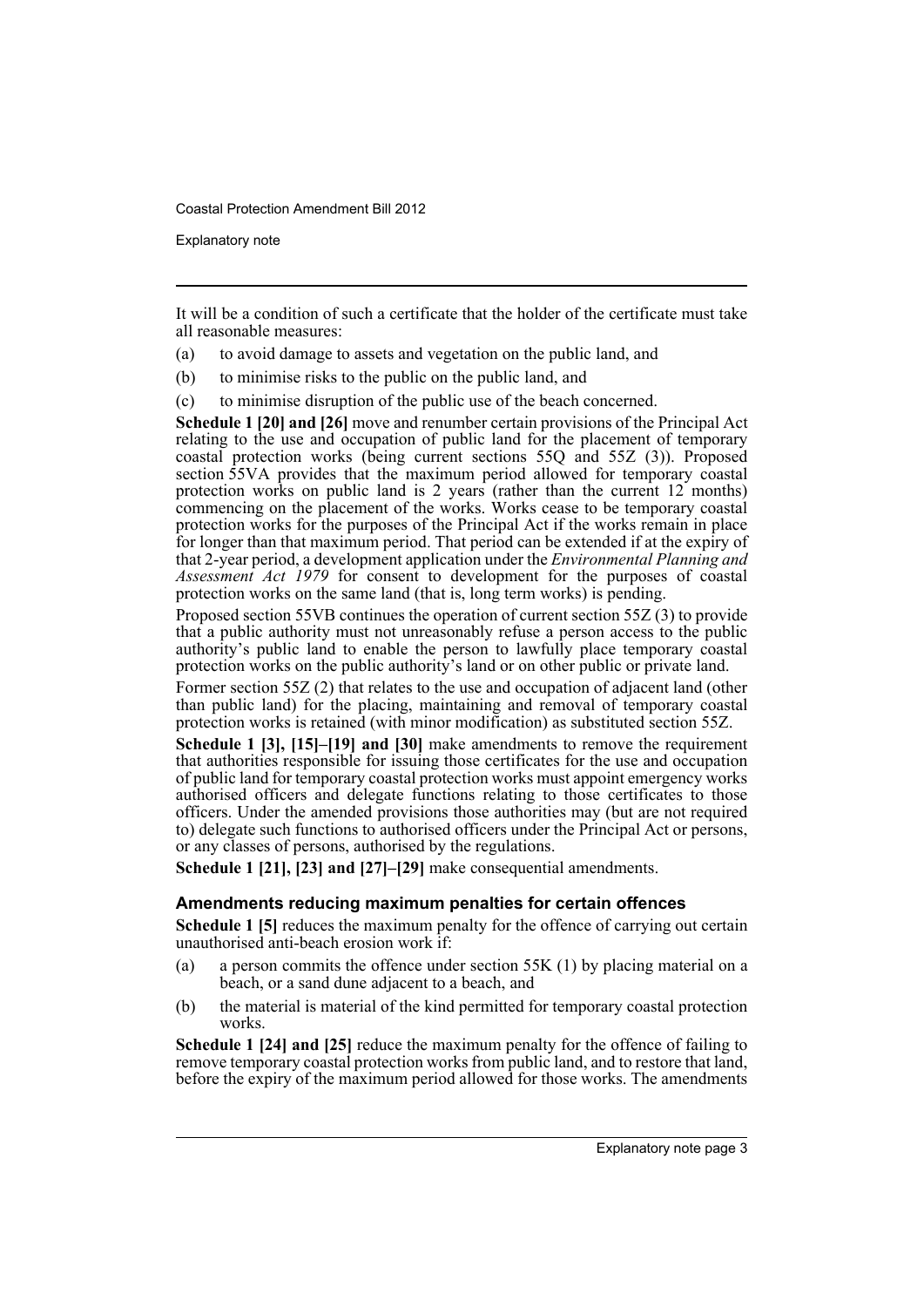It will be a condition of such a certificate that the holder of the certificate must take all reasonable measures:

(a) to avoid damage to assets and vegetation on the public land, and

(b) to minimise risks to the public on the public land, and

(c) to minimise disruption of the public use of the beach concerned.

**Schedule 1 [20] and [26]** move and renumber certain provisions of the Principal Act relating to the use and occupation of public land for the placement of temporary coastal protection works (being current sections 55Q and 55Z (3)). Proposed section 55VA provides that the maximum period allowed for temporary coastal protection works on public land is 2 years (rather than the current 12 months) commencing on the placement of the works. Works cease to be temporary coastal protection works for the purposes of the Principal Act if the works remain in place for longer than that maximum period. That period can be extended if at the expiry of that 2-year period, a development application under the *Environmental Planning and Assessment Act 1979* for consent to development for the purposes of coastal protection works on the same land (that is, long term works) is pending.

Proposed section 55VB continues the operation of current section 55Z (3) to provide that a public authority must not unreasonably refuse a person access to the public authority's public land to enable the person to lawfully place temporary coastal protection works on the public authority's land or on other public or private land.

Former section 55Z (2) that relates to the use and occupation of adjacent land (other than public land) for the placing, maintaining and removal of temporary coastal protection works is retained (with minor modification) as substituted section 55Z.

**Schedule 1 [3], [15]–[19] and [30]** make amendments to remove the requirement that authorities responsible for issuing those certificates for the use and occupation of public land for temporary coastal protection works must appoint emergency works authorised officers and delegate functions relating to those certificates to those officers. Under the amended provisions those authorities may (but are not required to) delegate such functions to authorised officers under the Principal Act or persons, or any classes of persons, authorised by the regulations.

**Schedule 1 [21], [23] and [27]–[29]** make consequential amendments.

### Amendments reducing maximum penalties for certain offences

**Schedule 1 [5]** reduces the maximum penalty for the offence of carrying out certain unauthorised anti-beach erosion work if:

(a) a person commits the offence under section 55K (1) by placing material on a beach, or a sand dune adjacent to a beach, and

(b) the material is material of the kind permitted for temporary coastal protection works.

**Schedule 1 [24] and [25]** reduce the maximum penalty for the offence of failing to remove temporary coastal protection works from public land, and to restore that land, before the expiry of the maximum period allowed for those works. The amendments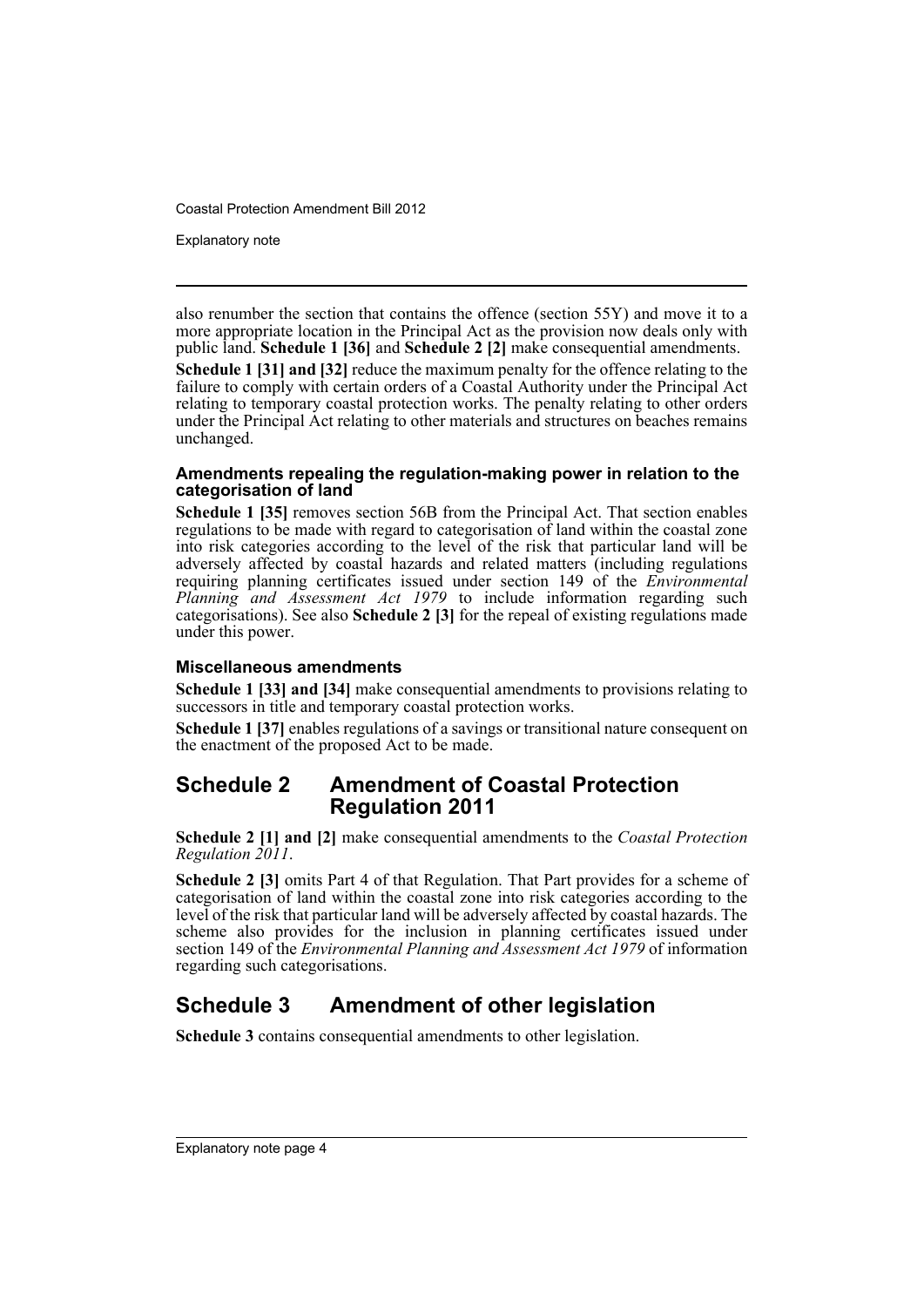also renumber the section that contains the offence (section 55Y) and move it to a more appropriate location in the Principal Act as the provision now deals only with public land. **Schedule 1 [36]** and **Schedule 2 [2]** make consequential amendments.

**Schedule 1 [31] and [32]** reduce the maximum penalty for the offence relating to the failure to comply with certain orders of a Coastal Authority under the Principal Act relating to temporary coastal protection works. The penalty relating to other orders under the Principal Act relating to other materials and structures on beaches remains unchanged.

### Amendments repealing the regulation-making power in relation to the categorisation of land

**Schedule 1 [35]** removes section 56B from the Principal Act. That section enables regulations to be made with regard to categorisation of land within the coastal zone into risk categories according to the level of the risk that particular land will be adversely affected by coastal hazards and related matters (including regulations requiring planning certificates issued under section 149 of the *Environmental Planning and Assessment Act 1979* to include information regarding such categorisations). See also **Schedule 2 [3]** for the repeal of existing regulations made under this power.

### Miscellaneous amendments

**Schedule 1 [33] and [34]** make consequential amendments to provisions relating to successors in title and temporary coastal protection works.

**Schedule 1 [37]** enables regulations of a savings or transitional nature consequent on the enactment of the proposed Act to be made.

## Schedule 2 Amendment of Coastal Protection Regulation 2011

**Schedule 2 [1] and [2]** make consequential amendments to the *Coastal Protection Regulation 2011*.

**Schedule 2 [3]** omits Part 4 of that Regulation. That Part provides for a scheme of categorisation of land within the coastal zone into risk categories according to the level of the risk that particular land will be adversely affected by coastal hazards. The scheme also provides for the inclusion in planning certificates issued under section 149 of the *Environmental Planning and Assessment Act 1979* of information regarding such categorisations.

## Schedule 3 Amendment of other legislation

**Schedule 3** contains consequential amendments to other legislation.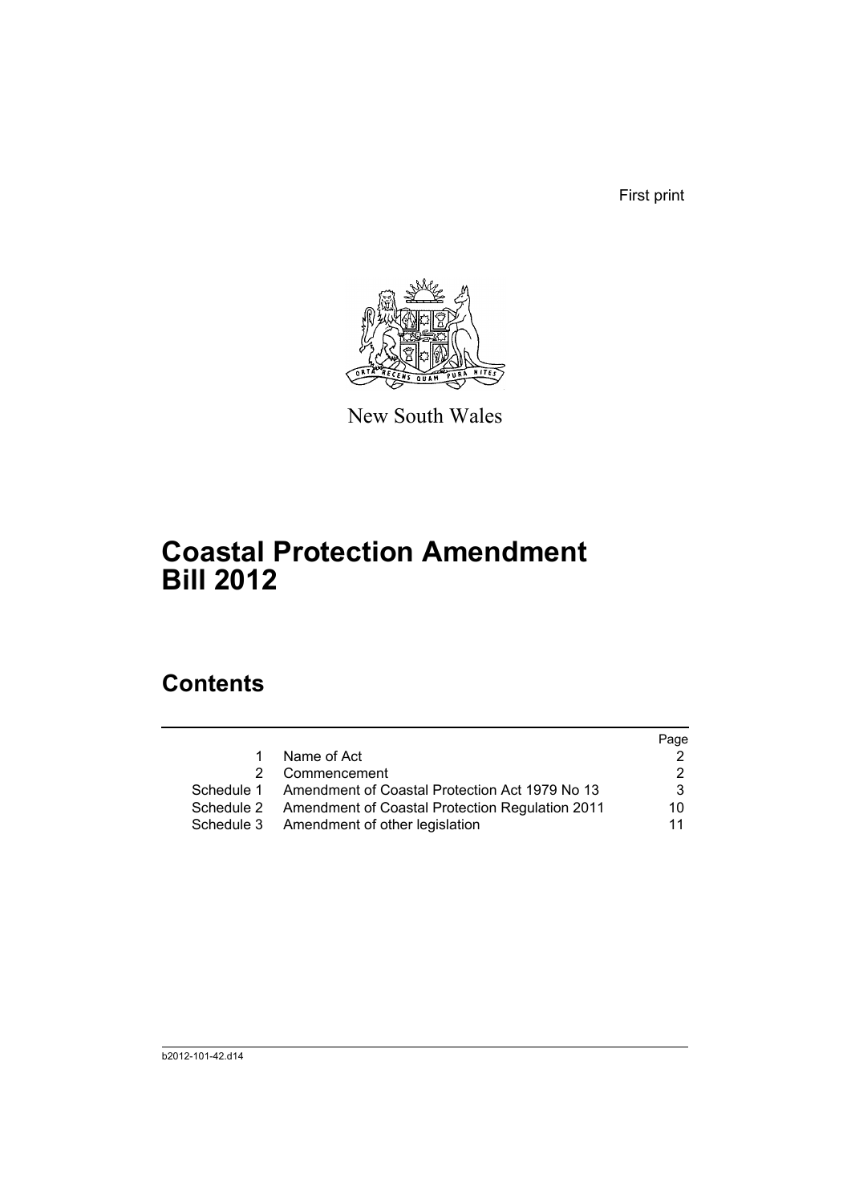First print

New South Wales

# Coastal Protection Amendment Bill 2012

## Contents

| | | Page |
|---|---|---|
| 1 | Name of Act | 2 |
| 2 | Commencement | 2 |
| Schedule 1 | Amendment of Coastal Protection Act 1979 No 13 | 3 |
| Schedule 2 | Amendment of Coastal Protection Regulation 2011 | 10 |
| Schedule 3 | Amendment of other legislation | 11 |

b2012-101-42.d14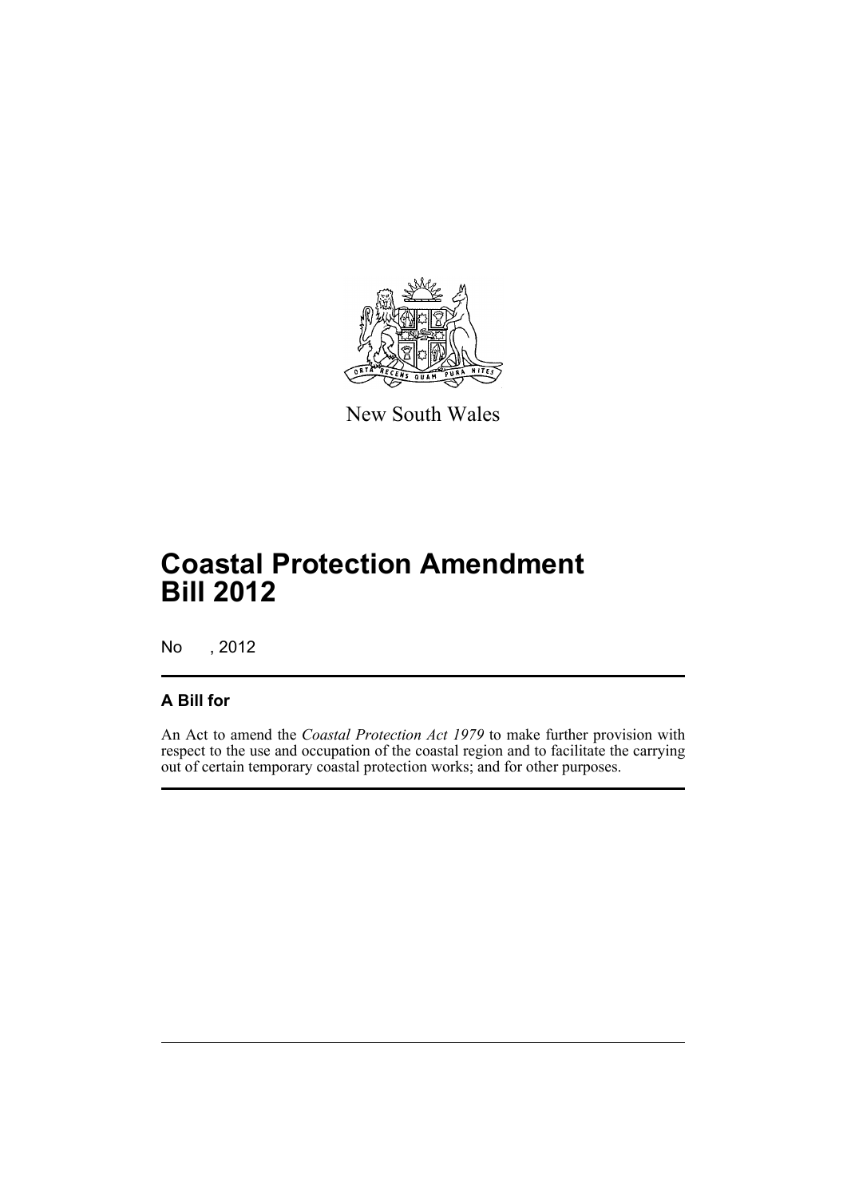New South Wales

# Coastal Protection Amendment Bill 2012

No , 2012

## A Bill for

An Act to amend the *Coastal Protection Act 1979* to make further provision with respect to the use and occupation of the coastal region and to facilitate the carrying out of certain temporary coastal protection works; and for other purposes.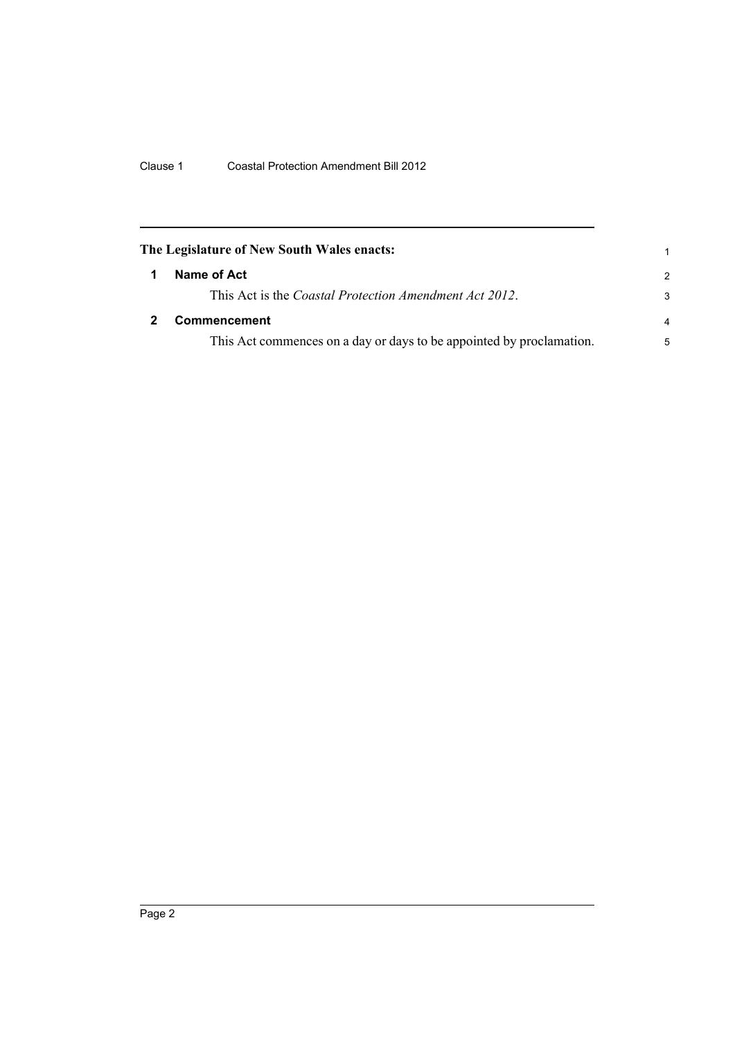**The Legislature of New South Wales enacts:**

**1 Name of Act**

This Act is the *Coastal Protection Amendment Act 2012*.

**2 Commencement**

This Act commences on a day or days to be appointed by proclamation.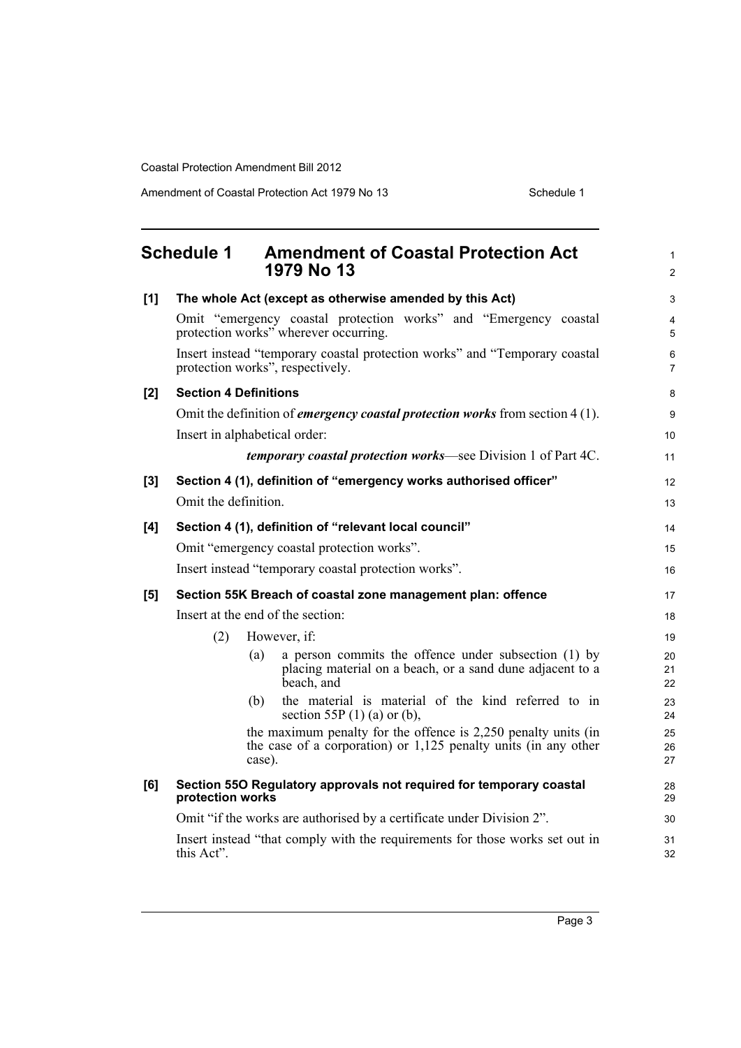## Schedule 1 Amendment of Coastal Protection Act 1979 No 13

**[1] The whole Act (except as otherwise amended by this Act)**

Omit "emergency coastal protection works" and "Emergency coastal protection works" wherever occurring.

Insert instead "temporary coastal protection works" and "Temporary coastal protection works", respectively.

**[2] Section 4 Definitions**

Omit the definition of ***emergency coastal protection works*** from section 4 (1).

Insert in alphabetical order:

> ***temporary coastal protection works***—see Division 1 of Part 4C.

**[3] Section 4 (1), definition of "emergency works authorised officer"**

Omit the definition.

**[4] Section 4 (1), definition of "relevant local council"**

Omit "emergency coastal protection works".

Insert instead "temporary coastal protection works".

**[5] Section 55K Breach of coastal zone management plan: offence**

Insert at the end of the section:

> (2) However, if:
>
> (a) a person commits the offence under subsection (1) by placing material on a beach, or a sand dune adjacent to a beach, and
>
> (b) the material is material of the kind referred to in section 55P (1) (a) or (b),
>
> the maximum penalty for the offence is 2,250 penalty units (in the case of a corporation) or 1,125 penalty units (in any other case).

**[6] Section 55O Regulatory approvals not required for temporary coastal protection works**

Omit "if the works are authorised by a certificate under Division 2".

Insert instead "that comply with the requirements for those works set out in this Act".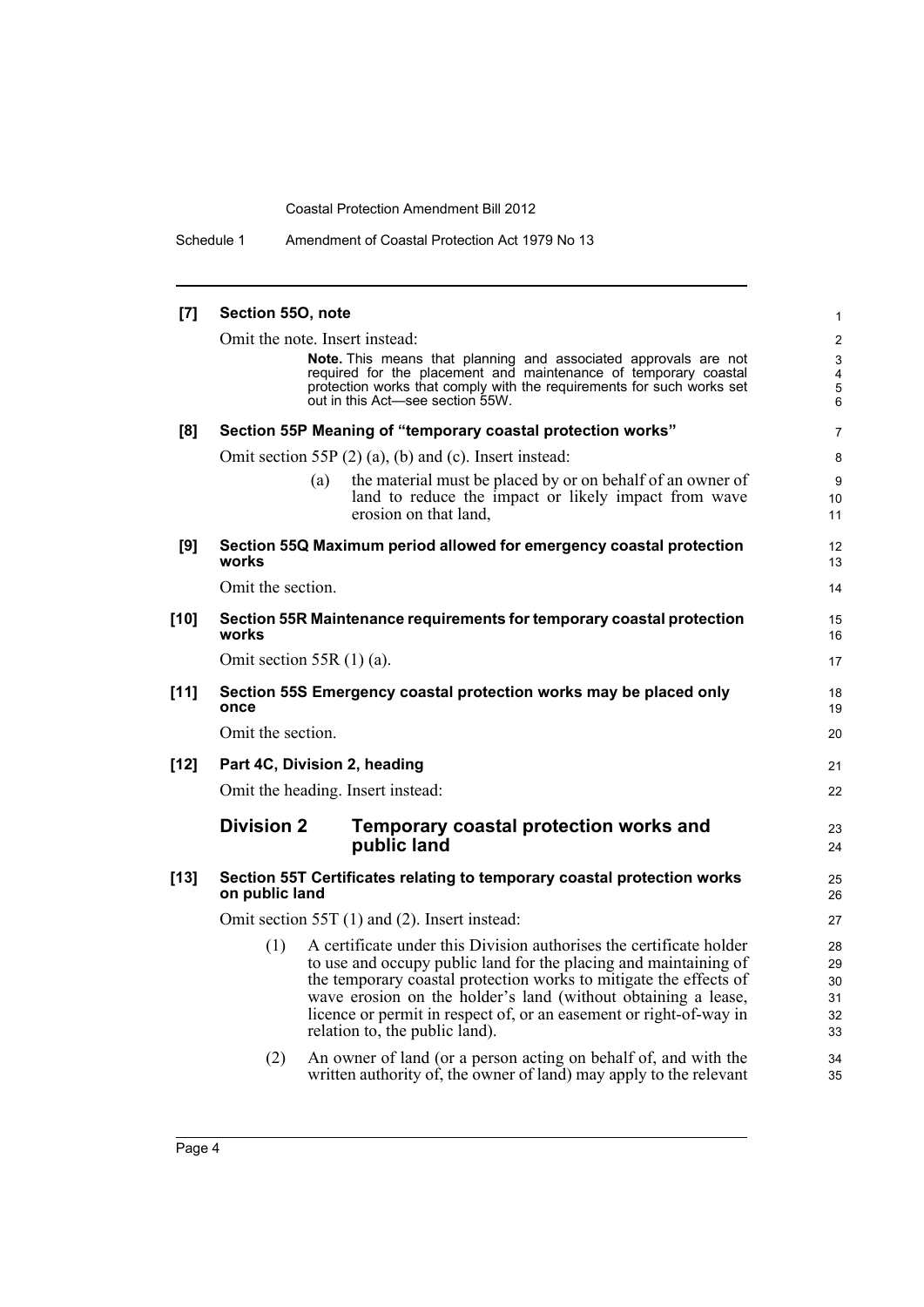**[7] Section 55O, note**

Omit the note. Insert instead:

> **Note.** This means that planning and associated approvals are not required for the placement and maintenance of temporary coastal protection works that comply with the requirements for such works set out in this Act—see section 55W.

**[8] Section 55P Meaning of "temporary coastal protection works"**

Omit section 55P (2) (a), (b) and (c). Insert instead:

> (a) the material must be placed by or on behalf of an owner of land to reduce the impact or likely impact from wave erosion on that land,

**[9] Section 55Q Maximum period allowed for emergency coastal protection works**

Omit the section.

**[10] Section 55R Maintenance requirements for temporary coastal protection works**

Omit section 55R (1) (a).

**[11] Section 55S Emergency coastal protection works may be placed only once**

Omit the section.

**[12] Part 4C, Division 2, heading**

Omit the heading. Insert instead:

## Division 2 Temporary coastal protection works and public land

**[13] Section 55T Certificates relating to temporary coastal protection works on public land**

Omit section 55T (1) and (2). Insert instead:

> (1) A certificate under this Division authorises the certificate holder to use and occupy public land for the placing and maintaining of the temporary coastal protection works to mitigate the effects of wave erosion on the holder's land (without obtaining a lease, licence or permit in respect of, or an easement or right-of-way in relation to, the public land).
>
> (2) An owner of land (or a person acting on behalf of, and with the written authority of, the owner of land) may apply to the relevant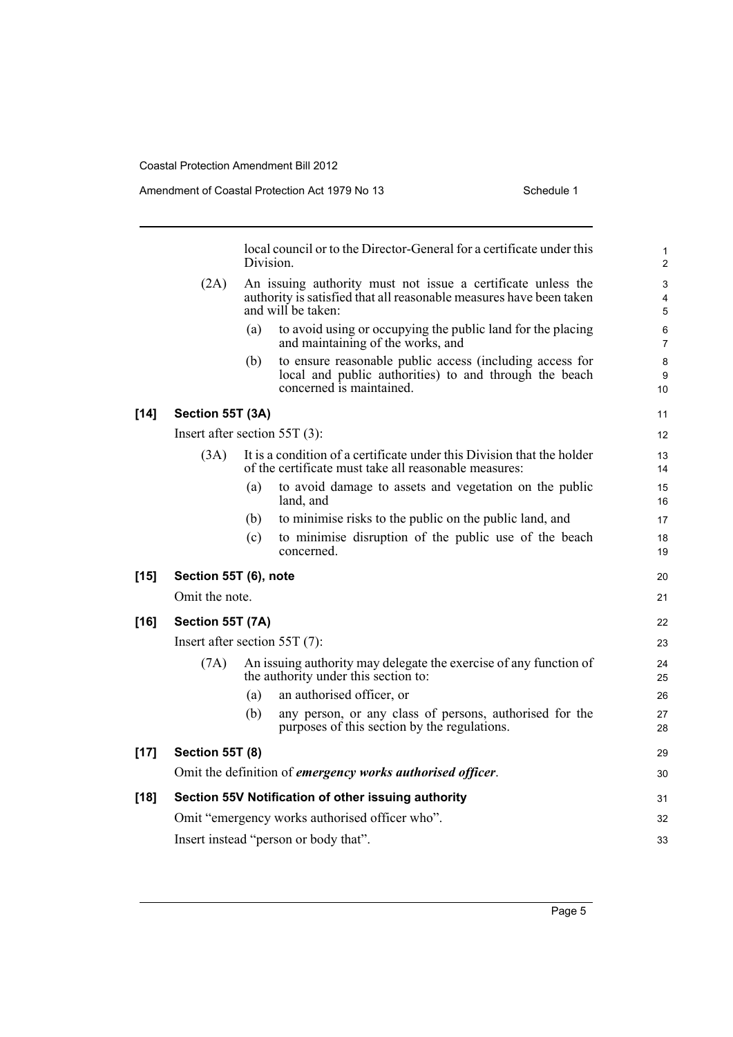local council or to the Director-General for a certificate under this Division.

(2A) An issuing authority must not issue a certificate unless the authority is satisfied that all reasonable measures have been taken and will be taken:

(a) to avoid using or occupying the public land for the placing and maintaining of the works, and

(b) to ensure reasonable public access (including access for local and public authorities) to and through the beach concerned is maintained.

**[14] Section 55T (3A)**

Insert after section 55T (3):

(3A) It is a condition of a certificate under this Division that the holder of the certificate must take all reasonable measures:

(a) to avoid damage to assets and vegetation on the public land, and

(b) to minimise risks to the public on the public land, and

(c) to minimise disruption of the public use of the beach concerned.

**[15] Section 55T (6), note**

Omit the note.

**[16] Section 55T (7A)**

Insert after section 55T (7):

(7A) An issuing authority may delegate the exercise of any function of the authority under this section to:

(a) an authorised officer, or

(b) any person, or any class of persons, authorised for the purposes of this section by the regulations.

**[17] Section 55T (8)**

Omit the definition of ***emergency works authorised officer***.

**[18] Section 55V Notification of other issuing authority**

Omit "emergency works authorised officer who".

Insert instead "person or body that".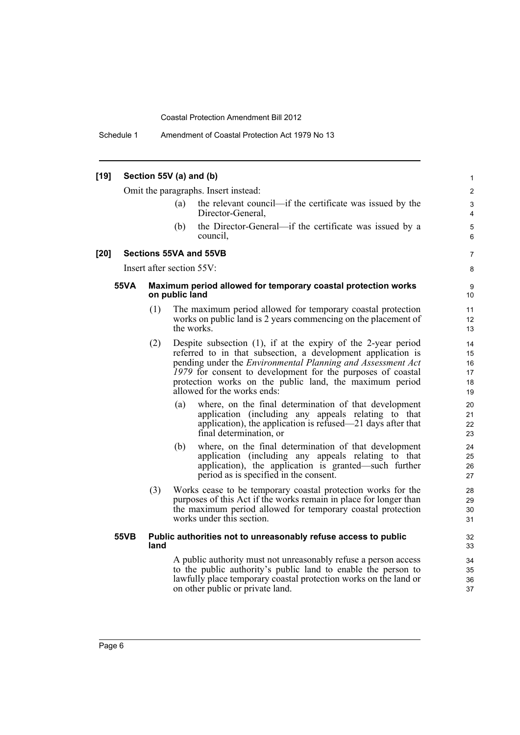**[19] Section 55V (a) and (b)**

Omit the paragraphs. Insert instead:

(a) the relevant council—if the certificate was issued by the Director-General,

(b) the Director-General—if the certificate was issued by a council,

**[20] Sections 55VA and 55VB**

Insert after section 55V:

**55VA Maximum period allowed for temporary coastal protection works on public land**

(1) The maximum period allowed for temporary coastal protection works on public land is 2 years commencing on the placement of the works.

(2) Despite subsection (1), if at the expiry of the 2-year period referred to in that subsection, a development application is pending under the *Environmental Planning and Assessment Act 1979* for consent to development for the purposes of coastal protection works on the public land, the maximum period allowed for the works ends:

(a) where, on the final determination of that development application (including any appeals relating to that application), the application is refused—21 days after that final determination, or

(b) where, on the final determination of that development application (including any appeals relating to that application), the application is granted—such further period as is specified in the consent.

(3) Works cease to be temporary coastal protection works for the purposes of this Act if the works remain in place for longer than the maximum period allowed for temporary coastal protection works under this section.

**55VB Public authorities not to unreasonably refuse access to public land**

A public authority must not unreasonably refuse a person access to the public authority's public land to enable the person to lawfully place temporary coastal protection works on the land or on other public or private land.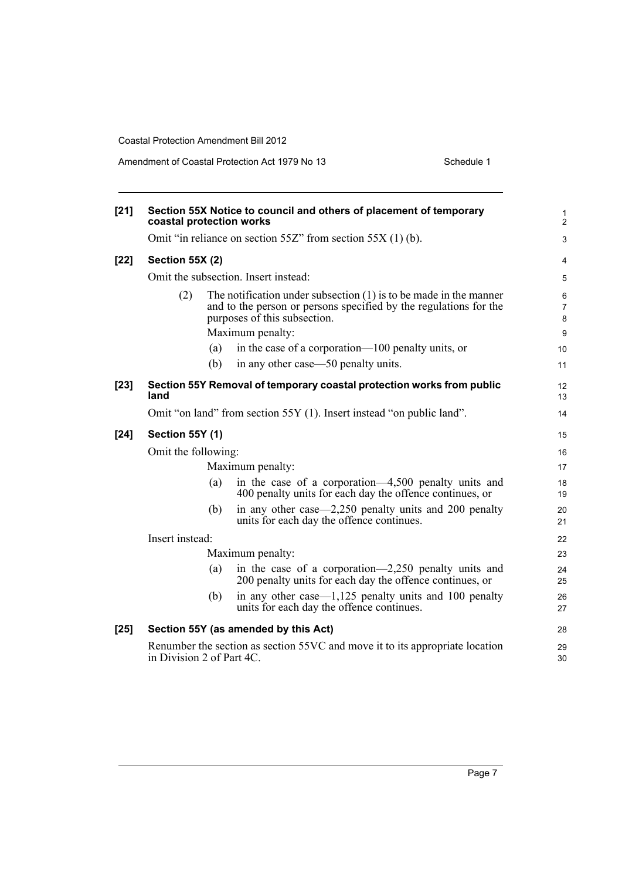**[21] Section 55X Notice to council and others of placement of temporary coastal protection works**

Omit "in reliance on section 55Z" from section 55X (1) (b).

**[22] Section 55X (2)**

Omit the subsection. Insert instead:

(2) The notification under subsection (1) is to be made in the manner and to the person or persons specified by the regulations for the purposes of this subsection.

Maximum penalty:

(a) in the case of a corporation—100 penalty units, or

(b) in any other case—50 penalty units.

**[23] Section 55Y Removal of temporary coastal protection works from public land**

Omit "on land" from section 55Y (1). Insert instead "on public land".

**[24] Section 55Y (1)**

Omit the following:

Maximum penalty:

(a) in the case of a corporation—4,500 penalty units and 400 penalty units for each day the offence continues, or

(b) in any other case—2,250 penalty units and 200 penalty units for each day the offence continues.

Insert instead:

Maximum penalty:

(a) in the case of a corporation—2,250 penalty units and 200 penalty units for each day the offence continues, or

(b) in any other case—1,125 penalty units and 100 penalty units for each day the offence continues.

**[25] Section 55Y (as amended by this Act)**

Renumber the section as section 55VC and move it to its appropriate location in Division 2 of Part 4C.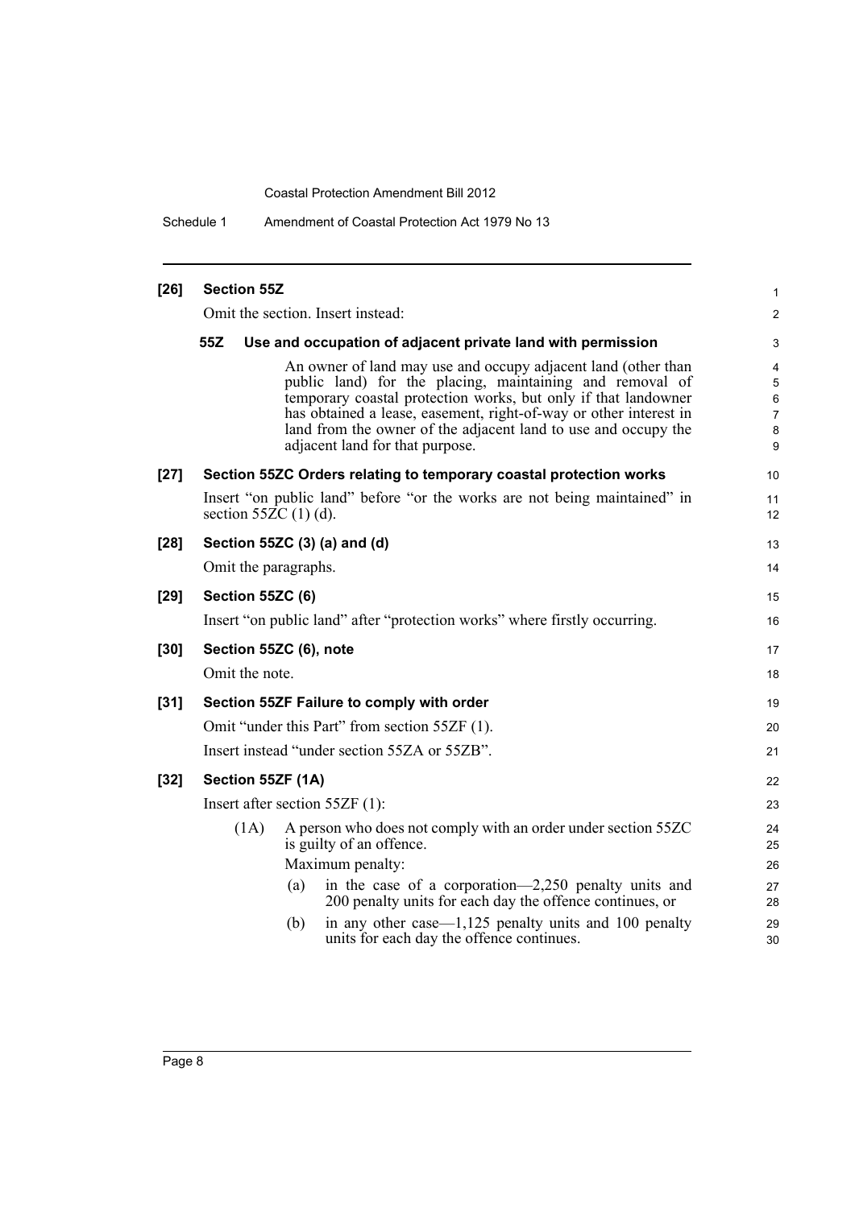**[26] Section 55Z**

Omit the section. Insert instead:

**55Z Use and occupation of adjacent private land with permission**

An owner of land may use and occupy adjacent land (other than public land) for the placing, maintaining and removal of temporary coastal protection works, but only if that landowner has obtained a lease, easement, right-of-way or other interest in land from the owner of the adjacent land to use and occupy the adjacent land for that purpose.

**[27] Section 55ZC Orders relating to temporary coastal protection works**

Insert "on public land" before "or the works are not being maintained" in section 55ZC (1) (d).

**[28] Section 55ZC (3) (a) and (d)**

Omit the paragraphs.

**[29] Section 55ZC (6)**

Insert "on public land" after "protection works" where firstly occurring.

**[30] Section 55ZC (6), note**

Omit the note.

**[31] Section 55ZF Failure to comply with order**

Omit "under this Part" from section 55ZF (1).

Insert instead "under section 55ZA or 55ZB".

**[32] Section 55ZF (1A)**

Insert after section 55ZF (1):

(1A) A person who does not comply with an order under section 55ZC is guilty of an offence.

Maximum penalty:

(a) in the case of a corporation—2,250 penalty units and 200 penalty units for each day the offence continues, or

(b) in any other case—1,125 penalty units and 100 penalty units for each day the offence continues.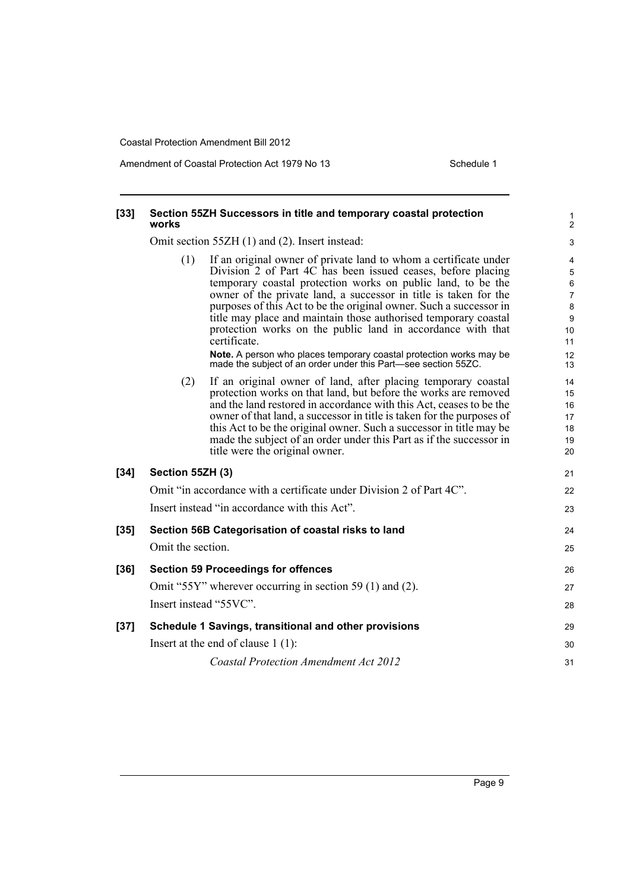**[33] Section 55ZH Successors in title and temporary coastal protection works**

Omit section 55ZH (1) and (2). Insert instead:

(1) If an original owner of private land to whom a certificate under Division 2 of Part 4C has been issued ceases, before placing temporary coastal protection works on public land, to be the owner of the private land, a successor in title is taken for the purposes of this Act to be the original owner. Such a successor in title may place and maintain those authorised temporary coastal protection works on the public land in accordance with that certificate.

**Note.** A person who places temporary coastal protection works may be made the subject of an order under this Part—see section 55ZC.

(2) If an original owner of land, after placing temporary coastal protection works on that land, but before the works are removed and the land restored in accordance with this Act, ceases to be the owner of that land, a successor in title is taken for the purposes of this Act to be the original owner. Such a successor in title may be made the subject of an order under this Part as if the successor in title were the original owner.

**[34] Section 55ZH (3)**

Omit "in accordance with a certificate under Division 2 of Part 4C".

Insert instead "in accordance with this Act".

**[35] Section 56B Categorisation of coastal risks to land**

Omit the section.

**[36] Section 59 Proceedings for offences**

Omit "55Y" wherever occurring in section 59 (1) and (2).

Insert instead "55VC".

**[37] Schedule 1 Savings, transitional and other provisions**

Insert at the end of clause 1 (1):

*Coastal Protection Amendment Act 2012*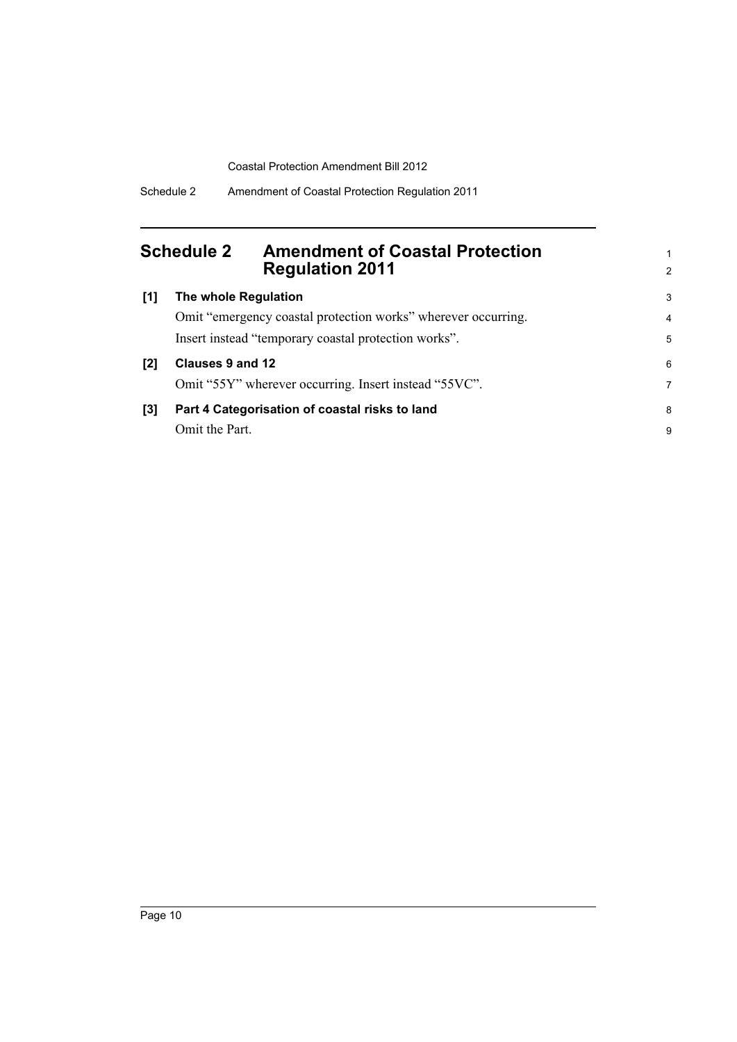# Schedule 2 Amendment of Coastal Protection Regulation 2011

**[1] The whole Regulation**

Omit "emergency coastal protection works" wherever occurring.

Insert instead "temporary coastal protection works".

**[2] Clauses 9 and 12**

Omit "55Y" wherever occurring. Insert instead "55VC".

**[3] Part 4 Categorisation of coastal risks to land**

Omit the Part.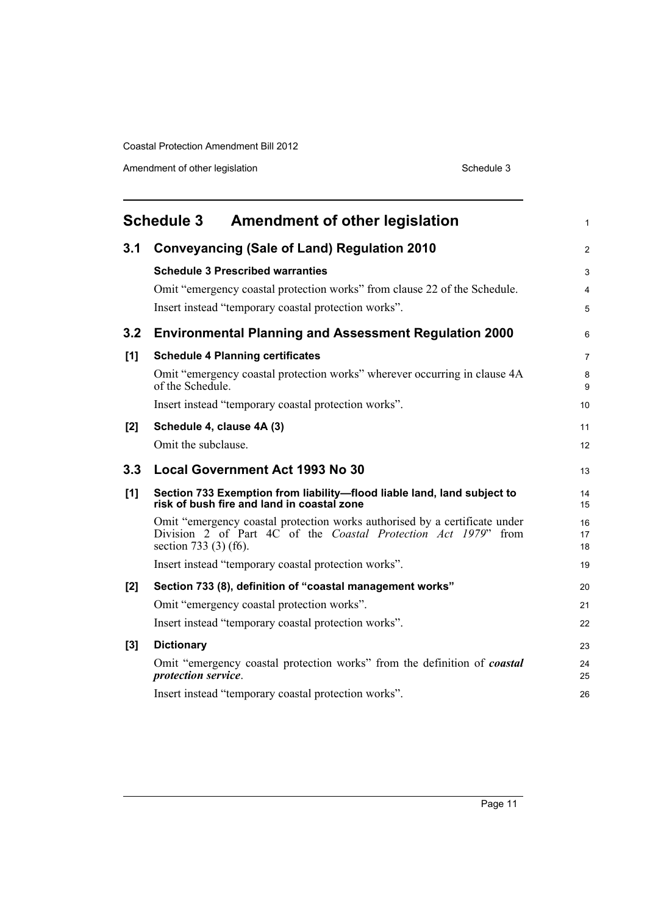## Schedule 3 Amendment of other legislation

### 3.1 Conveyancing (Sale of Land) Regulation 2010

**Schedule 3 Prescribed warranties**

Omit "emergency coastal protection works" from clause 22 of the Schedule.

Insert instead "temporary coastal protection works".

### 3.2 Environmental Planning and Assessment Regulation 2000

**[1] Schedule 4 Planning certificates**

Omit "emergency coastal protection works" wherever occurring in clause 4A of the Schedule.

Insert instead "temporary coastal protection works".

**[2] Schedule 4, clause 4A (3)**

Omit the subclause.

### 3.3 Local Government Act 1993 No 30

**[1] Section 733 Exemption from liability—flood liable land, land subject to risk of bush fire and land in coastal zone**

Omit "emergency coastal protection works authorised by a certificate under Division 2 of Part 4C of the *Coastal Protection Act 1979*" from section 733 (3) (f6).

Insert instead "temporary coastal protection works".

**[2] Section 733 (8), definition of "coastal management works"**

Omit "emergency coastal protection works".

Insert instead "temporary coastal protection works".

**[3] Dictionary**

Omit "emergency coastal protection works" from the definition of ***coastal protection service***.

Insert instead "temporary coastal protection works".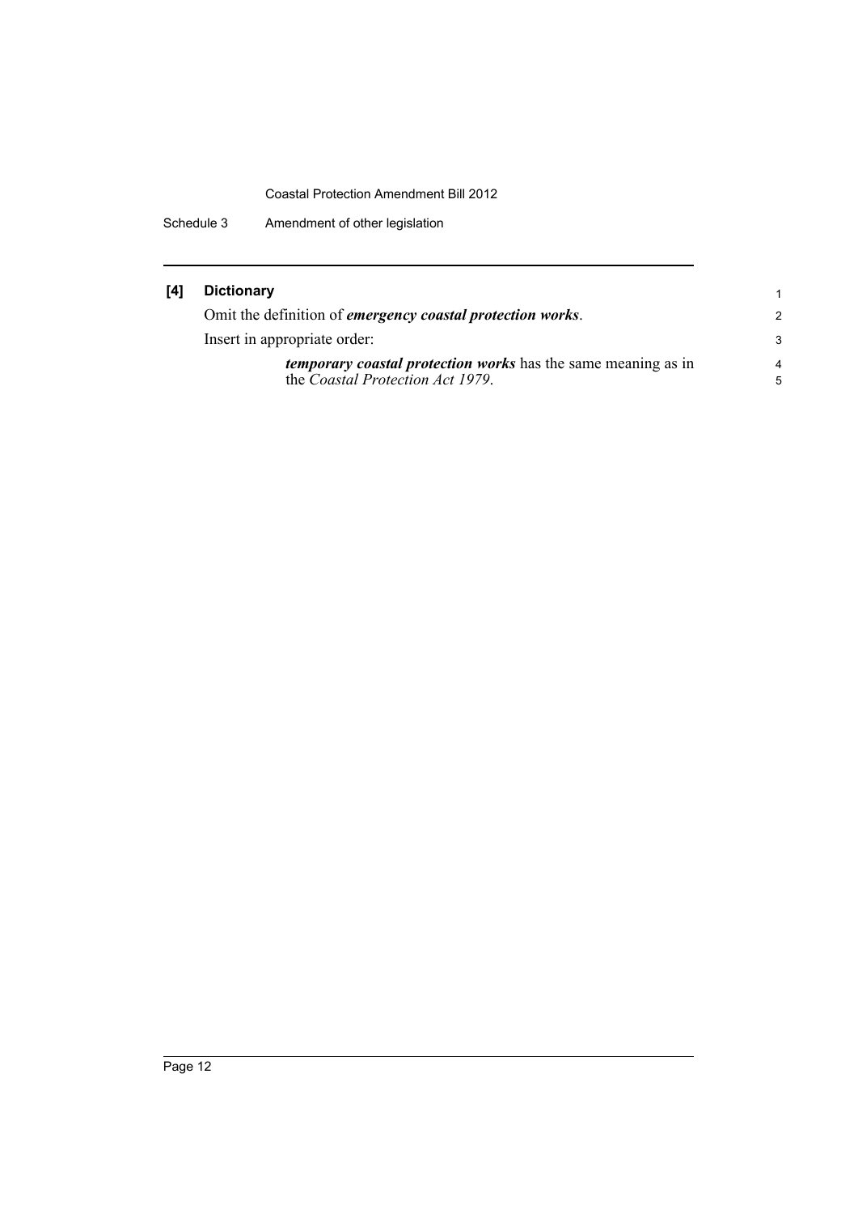**[4] Dictionary**

Omit the definition of ***emergency coastal protection works***.

Insert in appropriate order:

> ***temporary coastal protection works*** has the same meaning as in the *Coastal Protection Act 1979*.